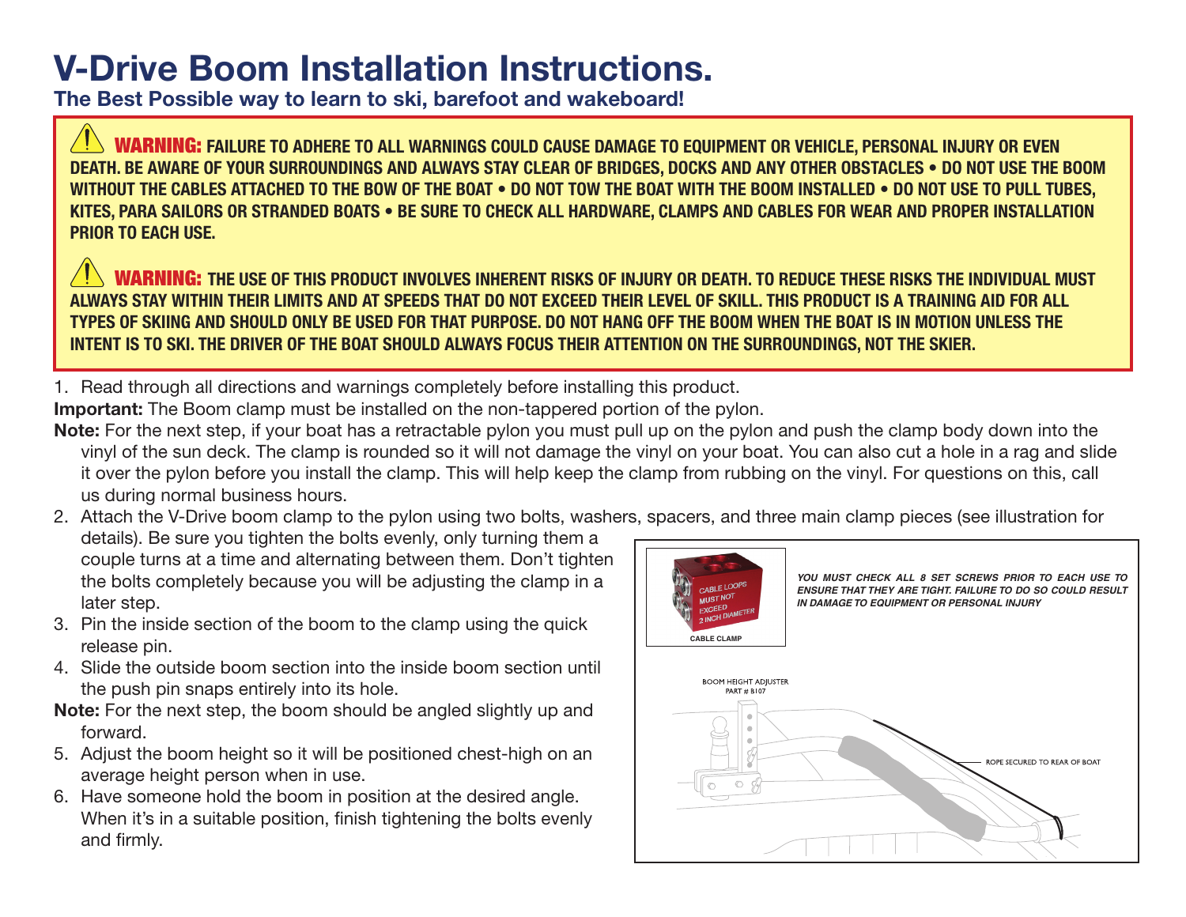# V-Drive Boom Installation Instructions.

## The Best Possible way to learn to ski, barefoot and wakeboard!

⚠ **WARNING: FAILURE TO ADHERE TO ALL WARNINGS COULD CAUSE DAMAGE TO EQUIPMENT OR VEHICLE, PERSONAL INJURY OR EVEN DEATH. BE AWARE OF YOUR SURROUNDINGS AND ALWAYS STAY CLEAR OF BRIDGES, DOCKS AND ANY OTHER OBSTACLES • DO NOT USE THE BOOM WITHOUT THE CABLES ATTACHED TO THE BOW OF THE BOAT • DO NOT TOW THE BOAT WITH THE BOOM INSTALLED • DO NOT USE TO PULL TUBES, KITES, PARA SAILORS OR STRANDED BOATS • BE SURE TO CHECK ALL HARDWARE, CLAMPS AND CABLES FOR WEAR AND PROPER INSTALLATION PRIOR TO EACH USE.**

⚠ **WARNING: THE USE OF THIS PRODUCT INVOLVES INHERENT RISKS OF INJURY OR DEATH. TO REDUCE THESE RISKS THE INDIVIDUAL MUST ALWAYS STAY WITHIN THEIR LIMITS AND AT SPEEDS THAT DO NOT EXCEED THEIR LEVEL OF SKILL. THIS PRODUCT IS A TRAINING AID FOR ALL TYPES OF SKIING AND SHOULD ONLY BE USED FOR THAT PURPOSE. DO NOT HANG OFF THE BOOM WHEN THE BOAT IS IN MOTION UNLESS THE INTENT IS TO SKI. THE DRIVER OF THE BOAT SHOULD ALWAYS FOCUS THEIR ATTENTION ON THE SURROUNDINGS, NOT THE SKIER.**

1. Read through all directions and warnings completely before installing this product.

**Important:** The Boom clamp must be installed on the non-tappered portion of the pylon.

**Note:** For the next step, if your boat has a retractable pylon you must pull up on the pylon and push the clamp body down into the vinyl of the sun deck. The clamp is rounded so it will not damage the vinyl on your boat. You can also cut a hole in a rag and slide it over the pylon before you install the clamp. This will help keep the clamp from rubbing on the vinyl. For questions on this, call us during normal business hours.

2. Attach the V-Drive boom clamp to the pylon using two bolts, washers, spacers, and three main clamp pieces (see illustration for details). Be sure you tighten the bolts evenly, only turning them a couple turns at a time and alternating between them. Don't tighten the bolts completely because you will be adjusting the clamp in a later step.
3. Pin the inside section of the boom to the clamp using the quick release pin.
4. Slide the outside boom section into the inside boom section until the push pin snaps entirely into its hole.

**Note:** For the next step, the boom should be angled slightly up and forward.

5. Adjust the boom height so it will be positioned chest-high on an average height person when in use.
6. Have someone hold the boom in position at the desired angle. When it's in a suitable position, finish tightening the bolts evenly and firmly.

CABLE LOOPS MUST NOT EXCEED 2 INCH DIAMETER

CABLE CLAMP

*YOU MUST CHECK ALL 8 SET SCREWS PRIOR TO EACH USE TO ENSURE THAT THEY ARE TIGHT. FAILURE TO DO SO COULD RESULT IN DAMAGE TO EQUIPMENT OR PERSONAL INJURY*

BOOM HEIGHT ADJUSTER PART # B107

ROPE SECURED TO REAR OF BOAT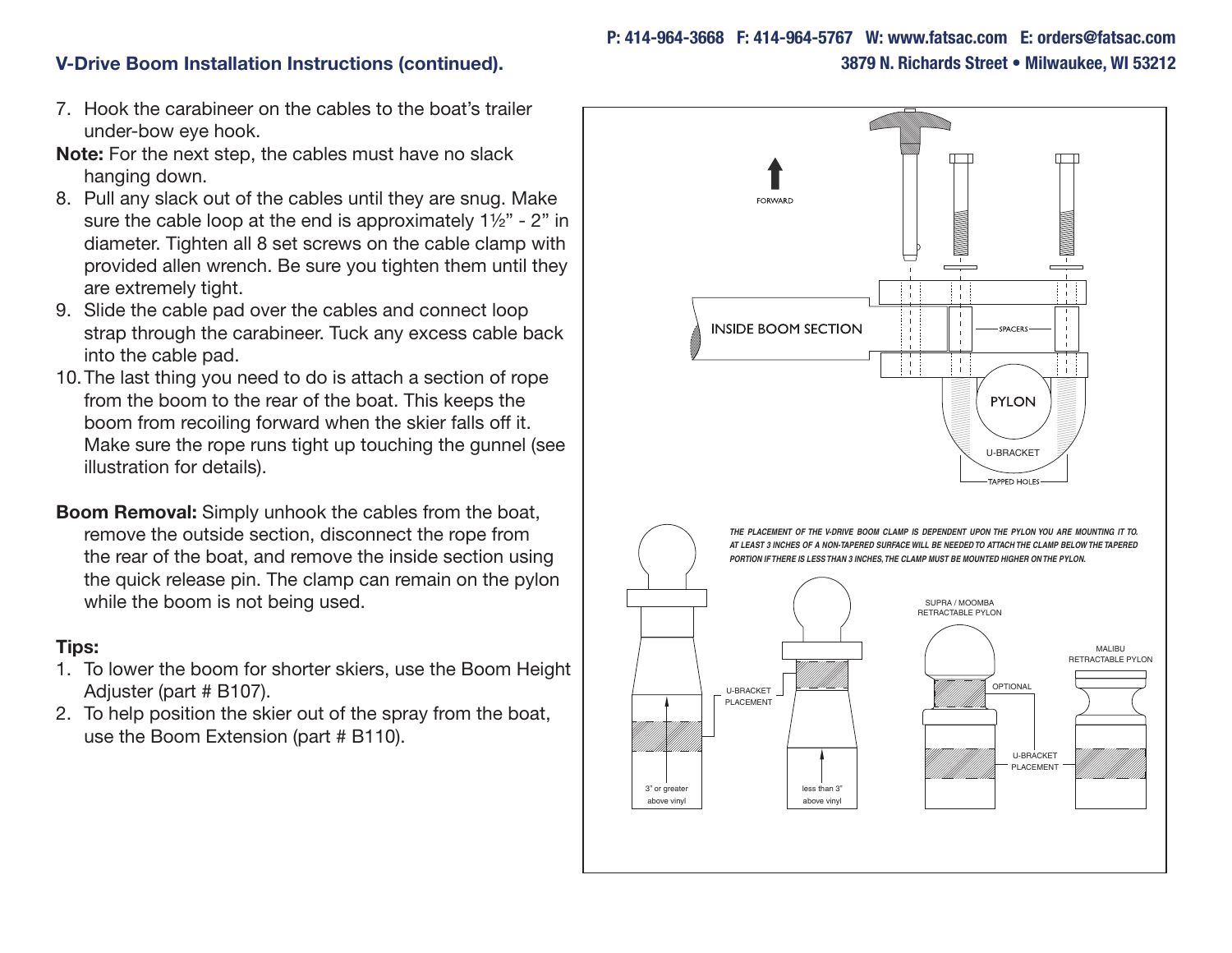P: 414-964-3668 F: 414-964-5767 W: www.fatsac.com E: orders@fatsac.com
3879 N. Richards Street • Milwaukee, WI 53212

## V-Drive Boom Installation Instructions (continued).

7. Hook the carabineer on the cables to the boat's trailer under-bow eye hook.

**Note:** For the next step, the cables must have no slack hanging down.

8. Pull any slack out of the cables until they are snug. Make sure the cable loop at the end is approximately 1½" - 2" in diameter. Tighten all 8 set screws on the cable clamp with provided allen wrench. Be sure you tighten them until they are extremely tight.
9. Slide the cable pad over the cables and connect loop strap through the carabineer. Tuck any excess cable back into the cable pad.
10. The last thing you need to do is attach a section of rope from the boom to the rear of the boat. This keeps the boom from recoiling forward when the skier falls off it. Make sure the rope runs tight up touching the gunnel (see illustration for details).

**Boom Removal:** Simply unhook the cables from the boat, remove the outside section, disconnect the rope from the rear of the boat, and remove the inside section using the quick release pin. The clamp can remain on the pylon while the boom is not being used.

**Tips:**

1. To lower the boom for shorter skiers, use the Boom Height Adjuster (part # B107).
2. To help position the skier out of the spray from the boat, use the Boom Extension (part # B110).

FORWARD

INSIDE BOOM SECTION

SPACERS

PYLON

U-BRACKET

TAPPED HOLES

*THE PLACEMENT OF THE V-DRIVE BOOM CLAMP IS DEPENDENT UPON THE PYLON YOU ARE MOUNTING IT TO. AT LEAST 3 INCHES OF A NON-TAPERED SURFACE WILL BE NEEDED TO ATTACH THE CLAMP BELOW THE TAPERED PORTION IF THERE IS LESS THAN 3 INCHES, THE CLAMP MUST BE MOUNTED HIGHER ON THE PYLON.*

U-BRACKET PLACEMENT

3" or greater above vinyl

less than 3" above vinyl

SUPRA / MOOMBA RETRACTABLE PYLON

OPTIONAL

U-BRACKET PLACEMENT

MALIBU RETRACTABLE PYLON